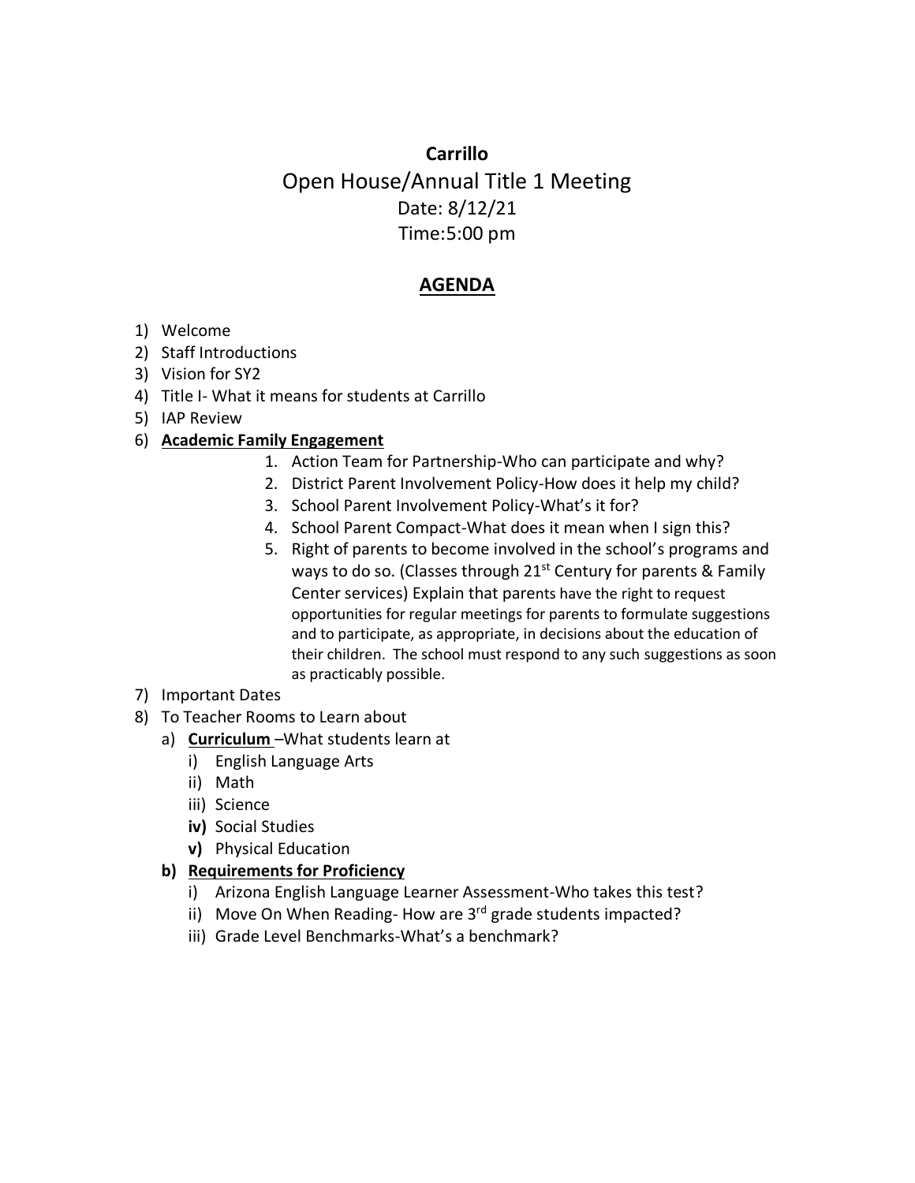**Carrillo**

Open House/Annual Title 1 Meeting

Date: 8/12/21

Time:5:00 pm

## AGENDA

1) Welcome
2) Staff Introductions
3) Vision for SY2
4) Title I- What it means for students at Carrillo
5) IAP Review
6) **Academic Family Engagement**
    1. Action Team for Partnership-Who can participate and why?
    2. District Parent Involvement Policy-How does it help my child?
    3. School Parent Involvement Policy-What's it for?
    4. School Parent Compact-What does it mean when I sign this?
    5. Right of parents to become involved in the school's programs and ways to do so. (Classes through 21st Century for parents & Family Center services) Explain that parents have the right to request opportunities for regular meetings for parents to formulate suggestions and to participate, as appropriate, in decisions about the education of their children. The school must respond to any such suggestions as soon as practicably possible.
7) Important Dates
8) To Teacher Rooms to Learn about
    a) **Curriculum** –What students learn at
        i) English Language Arts
        ii) Math
        iii) Science
        **iv)** Social Studies
        **v)** Physical Education
    **b) Requirements for Proficiency**
        i) Arizona English Language Learner Assessment-Who takes this test?
        ii) Move On When Reading- How are 3rd grade students impacted?
        iii) Grade Level Benchmarks-What's a benchmark?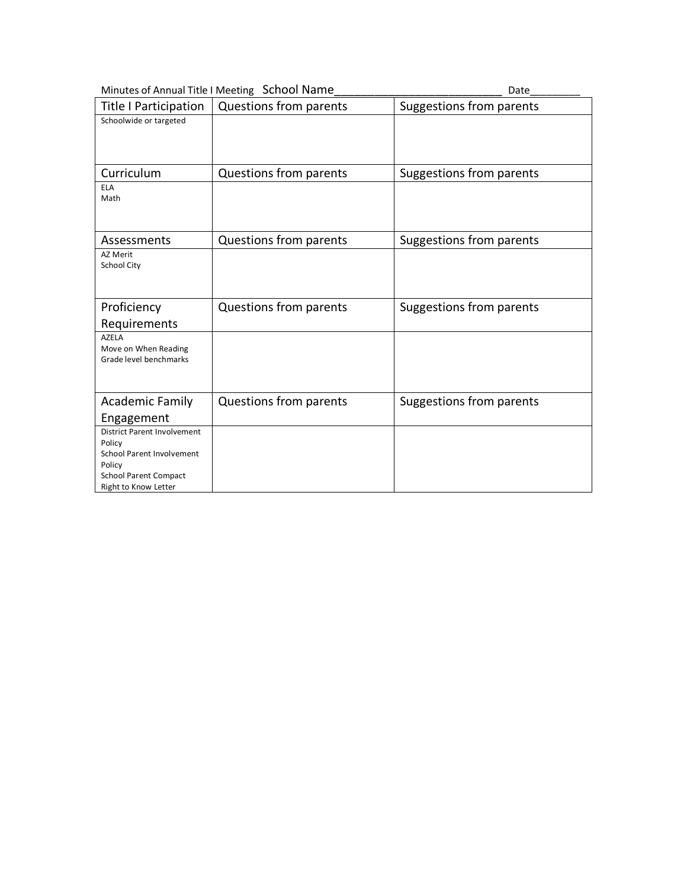Minutes of Annual Title I Meeting School Name___________________________ Date_________

| Title I Participation | Questions from parents | Suggestions from parents |
| --- | --- | --- |
| Schoolwide or targeted | | |
| **Curriculum** | **Questions from parents** | **Suggestions from parents** |
| ELA<br>Math | | |
| **Assessments** | **Questions from parents** | **Suggestions from parents** |
| AZ Merit<br>School City | | |
| **Proficiency Requirements** | **Questions from parents** | **Suggestions from parents** |
| AZELA<br>Move on When Reading<br>Grade level benchmarks | | |
| **Academic Family Engagement** | **Questions from parents** | **Suggestions from parents** |
| District Parent Involvement Policy<br>School Parent Involvement Policy<br>School Parent Compact<br>Right to Know Letter | | |